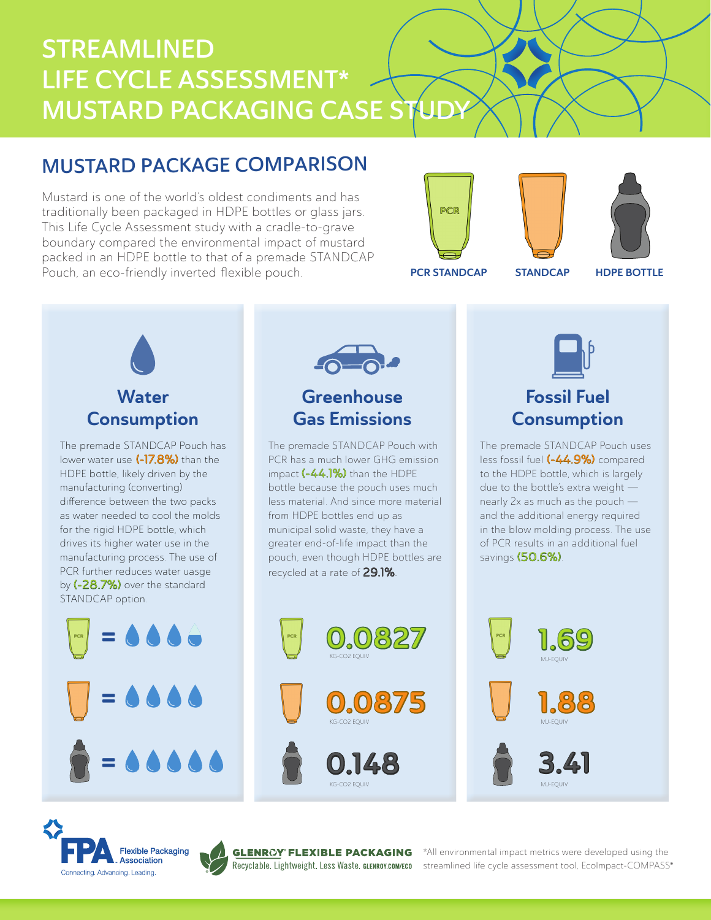# STREAMLINED LIFE CYCLE ASSESSMENT* MUSTARD PACKAGING CASE STUDY

## MUSTARD PACKAGE COMPARISON

Mustard is one of the world's oldest condiments and has traditionally been packaged in HDPE bottles or glass jars. This Life Cycle Assessment study with a cradle-to-grave boundary compared the environmental impact of mustard packed in an HDPE bottle to that of a premade STANDCAP Pouch, an eco-friendly inverted flexible pouch.

PCR STANDCAP | STANDCAP | HDPE BOTTLE

### Water Consumption

The premade STANDCAP Pouch has lower water use **(-17.8%)** than the HDPE bottle, likely driven by the manufacturing (converting) difference between the two packs as water needed to cool the molds for the rigid HDPE bottle, which drives its higher water use in the manufacturing process. The use of PCR further reduces water usage by **(-28.7%)** over the standard STANDCAP option.

### Greenhouse Gas Emissions

The premade STANDCAP Pouch with PCR has a much lower GHG emission impact **(-44.1%)** than the HDPE bottle because the pouch uses much less material. And since more material from HDPE bottles end up as municipal solid waste, they have a greater end-of-life impact than the pouch, even though HDPE bottles are recycled at a rate of **29.1%**.

| Package | GHG Emissions |
|---|---|
| PCR STANDCAP | 0.0827 KG-CO2 EQUIV |
| STANDCAP | 0.0875 KG-CO2 EQUIV |
| HDPE BOTTLE | 0.148 KG-CO2 EQUIV |

### Fossil Fuel Consumption

The premade STANDCAP Pouch uses less fossil fuel **(-44.9%)** compared to the HDPE bottle, which is largely due to the bottle's extra weight — nearly 2x as much as the pouch — and the additional energy required in the blow molding process. The use of PCR results in an additional fuel savings **(50.6%)**.

| Package | Fossil Fuel Consumption |
|---|---|
| PCR STANDCAP | 1.69 MJ-EQUIV |
| STANDCAP | 1.88 MJ-EQUIV |
| HDPE BOTTLE | 3.41 MJ-EQUIV |

FPA Flexible Packaging Association — Connecting. Advancing. Leading.

GLENROY® FLEXIBLE PACKAGING — Recyclable. Lightweight. Less Waste. GLENROY.COM/ECO

*All environmental impact metrics were developed using the streamlined life cycle assessment tool, EcoImpact-COMPASS®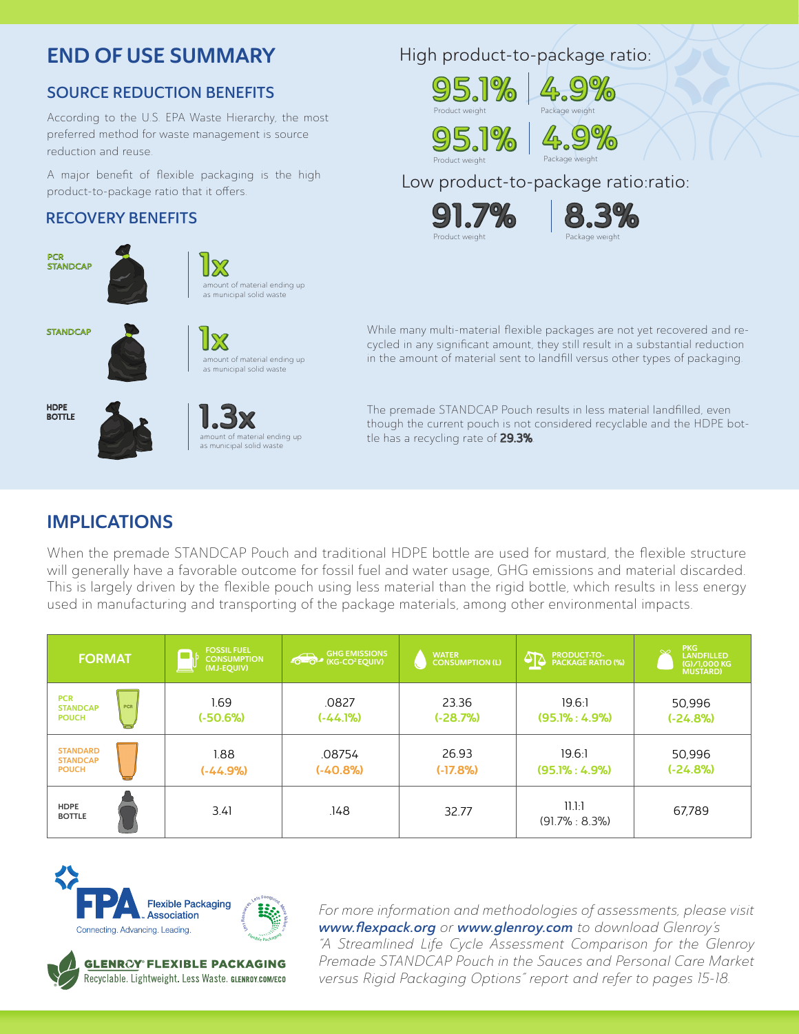# END OF USE SUMMARY

## SOURCE REDUCTION BENEFITS

According to the U.S. EPA Waste Hierarchy, the most preferred method for waste management is source reduction and reuse.

A major benefit of flexible packaging is the high product-to-package ratio that it offers.

High product-to-package ratio:

95.1% Product weight | 4.9% Package weight

95.1% Product weight | 4.9% Package weight

Low product-to-package ratio:ratio:

91.7% Product weight | 8.3% Package weight

## RECOVERY BENEFITS

PCR STANDCAP — **1x** amount of material ending up as municipal solid waste

STANDCAP — **1x** amount of material ending up as municipal solid waste

HDPE BOTTLE — **1.3x** amount of material ending up as municipal solid waste

While many multi-material flexible packages are not yet recovered and recycled in any significant amount, they still result in a substantial reduction in the amount of material sent to landfill versus other types of packaging.

The premade STANDCAP Pouch results in less material landfilled, even though the current pouch is not considered recyclable and the HDPE bottle has a recycling rate of **29.3%**.

## IMPLICATIONS

When the premade STANDCAP Pouch and traditional HDPE bottle are used for mustard, the flexible structure will generally have a favorable outcome for fossil fuel and water usage, GHG emissions and material discarded. This is largely driven by the flexible pouch using less material than the rigid bottle, which results in less energy used in manufacturing and transporting of the package materials, among other environmental impacts.

| FORMAT | FOSSIL FUEL CONSUMPTION (MJ-EQUIV) | GHG EMISSIONS (KG-$CO_2$ EQUIV) | WATER CONSUMPTION (L) | PRODUCT-TO-PACKAGE RATIO (%) | PKG LANDFILLED (G)/1,000 KG MUSTARD) |
|---|---|---|---|---|---|
| PCR STANDCAP POUCH | 1.69 (-50.6%) | .0827 (-44.1%) | 23.36 (-28.7%) | 19.6:1 (95.1% : 4.9%) | 50,996 (-24.8%) |
| STANDARD STANDCAP POUCH | 1.88 (-44.9%) | .08754 (-40.8%) | 26.93 (-17.8%) | 19.6:1 (95.1% : 4.9%) | 50,996 (-24.8%) |
| HDPE BOTTLE | 3.41 | .148 | 32.77 | 11.1:1 (91.7% : 8.3%) | 67,789 |

Flexible Packaging Association — Connecting. Advancing. Leading.

GLENROY® FLEXIBLE PACKAGING — Recyclable. Lightweight. Less Waste. GLENROY.COM/ECO

*For more information and methodologies of assessments, please visit* ***www.flexpack.org*** *or* ***www.glenroy.com*** *to download Glenroy's "A Streamlined Life Cycle Assessment Comparison for the Glenroy Premade STANDCAP Pouch in the Sauces and Personal Care Market versus Rigid Packaging Options" report and refer to pages 15-18.*